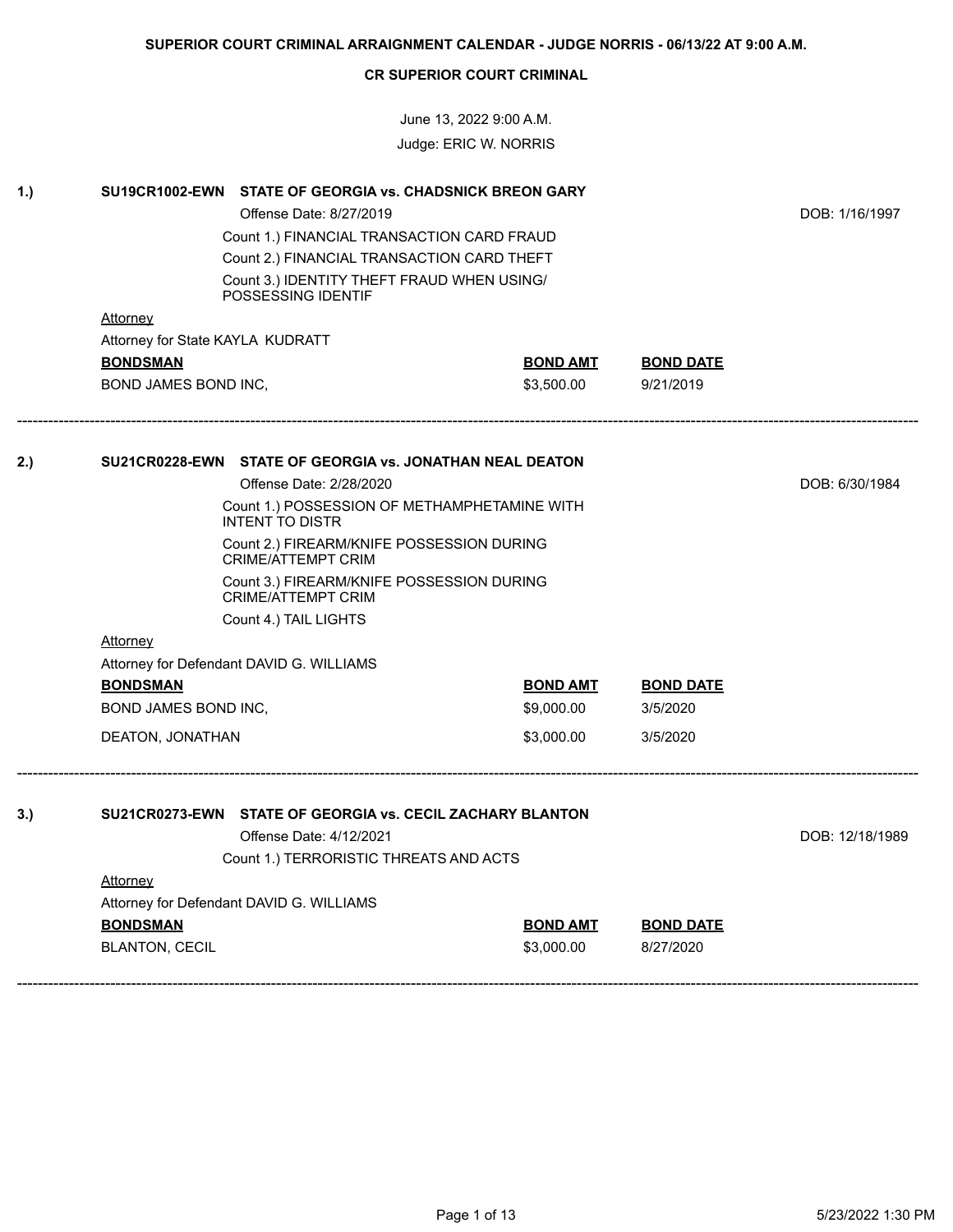# SUPERIOR COURT CRIMINAL ARRAIGNMENT CALENDAR - JUDGE NORRIS - 06/13/22 AT 9:00 A.M.

## CR SUPERIOR COURT CRIMINAL

June 13, 2022 9:00 A.M.

Judge: ERIC W. NORRIS

---

### 1.) SU19CR1002-EWN STATE OF GEORGIA vs. CHADSNICK BREON GARY

Offense Date: 8/27/2019

DOB: 1/16/1997

Count 1.) FINANCIAL TRANSACTION CARD FRAUD

Count 2.) FINANCIAL TRANSACTION CARD THEFT

Count 3.) IDENTITY THEFT FRAUD WHEN USING/ POSSESSING IDENTIF

Attorney

Attorney for State KAYLA KUDRATT

| BONDSMAN | BOND AMT | BOND DATE |
|---|---|---|
| BOND JAMES BOND INC, | $3,500.00 | 9/21/2019 |

---

### 2.) SU21CR0228-EWN STATE OF GEORGIA vs. JONATHAN NEAL DEATON

Offense Date: 2/28/2020

DOB: 6/30/1984

Count 1.) POSSESSION OF METHAMPHETAMINE WITH INTENT TO DISTR

Count 2.) FIREARM/KNIFE POSSESSION DURING CRIME/ATTEMPT CRIM

Count 3.) FIREARM/KNIFE POSSESSION DURING CRIME/ATTEMPT CRIM

Count 4.) TAIL LIGHTS

Attorney

Attorney for Defendant DAVID G. WILLIAMS

| BONDSMAN | BOND AMT | BOND DATE |
|---|---|---|
| BOND JAMES BOND INC, | $9,000.00 | 3/5/2020 |
| DEATON, JONATHAN | $3,000.00 | 3/5/2020 |

---

### 3.) SU21CR0273-EWN STATE OF GEORGIA vs. CECIL ZACHARY BLANTON

Offense Date: 4/12/2021

DOB: 12/18/1989

Count 1.) TERRORISTIC THREATS AND ACTS

Attorney

Attorney for Defendant DAVID G. WILLIAMS

| BONDSMAN | BOND AMT | BOND DATE |
|---|---|---|
| BLANTON, CECIL | $3,000.00 | 8/27/2020 |

---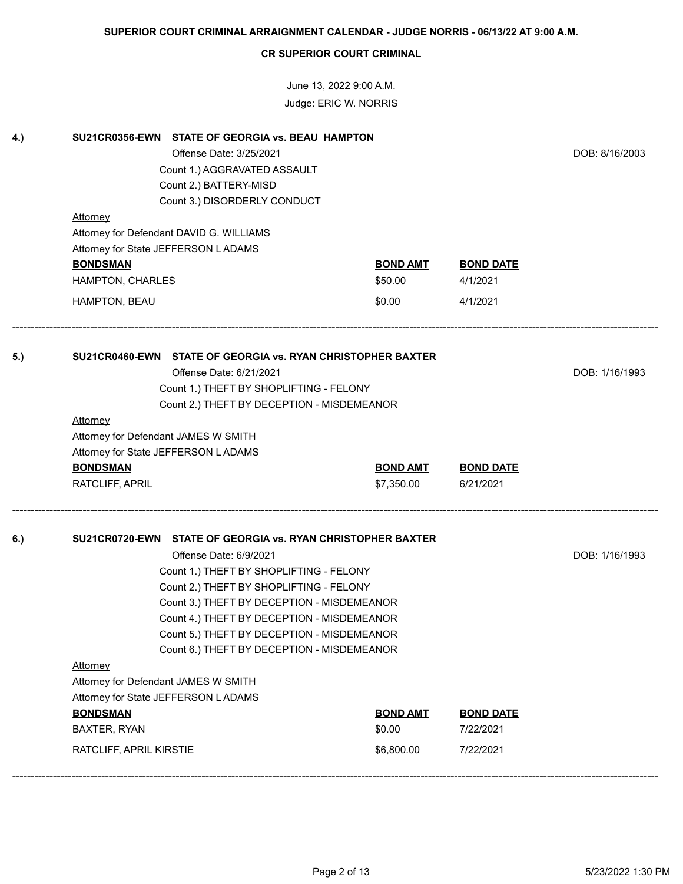**SUPERIOR COURT CRIMINAL ARRAIGNMENT CALENDAR - JUDGE NORRIS - 06/13/22 AT 9:00 A.M.**

**CR SUPERIOR COURT CRIMINAL**

June 13, 2022 9:00 A.M.

Judge: ERIC W. NORRIS

**4.) SU21CR0356-EWN STATE OF GEORGIA vs. BEAU HAMPTON**

Offense Date: 3/25/2021 DOB: 8/16/2003

Count 1.) AGGRAVATED ASSAULT
Count 2.) BATTERY-MISD
Count 3.) DISORDERLY CONDUCT

Attorney

Attorney for Defendant DAVID G. WILLIAMS
Attorney for State JEFFERSON L ADAMS

| BONDSMAN | BOND AMT | BOND DATE |
|---|---|---|
| HAMPTON, CHARLES | $50.00 | 4/1/2021 |
| HAMPTON, BEAU | $0.00 | 4/1/2021 |

---

**5.) SU21CR0460-EWN STATE OF GEORGIA vs. RYAN CHRISTOPHER BAXTER**

Offense Date: 6/21/2021 DOB: 1/16/1993

Count 1.) THEFT BY SHOPLIFTING - FELONY
Count 2.) THEFT BY DECEPTION - MISDEMEANOR

Attorney

Attorney for Defendant JAMES W SMITH
Attorney for State JEFFERSON L ADAMS

| BONDSMAN | BOND AMT | BOND DATE |
|---|---|---|
| RATCLIFF, APRIL | $7,350.00 | 6/21/2021 |

---

**6.) SU21CR0720-EWN STATE OF GEORGIA vs. RYAN CHRISTOPHER BAXTER**

Offense Date: 6/9/2021 DOB: 1/16/1993

Count 1.) THEFT BY SHOPLIFTING - FELONY
Count 2.) THEFT BY SHOPLIFTING - FELONY
Count 3.) THEFT BY DECEPTION - MISDEMEANOR
Count 4.) THEFT BY DECEPTION - MISDEMEANOR
Count 5.) THEFT BY DECEPTION - MISDEMEANOR
Count 6.) THEFT BY DECEPTION - MISDEMEANOR

Attorney

Attorney for Defendant JAMES W SMITH
Attorney for State JEFFERSON L ADAMS

| BONDSMAN | BOND AMT | BOND DATE |
|---|---|---|
| BAXTER, RYAN | $0.00 | 7/22/2021 |
| RATCLIFF, APRIL KIRSTIE | $6,800.00 | 7/22/2021 |

---

5/23/2022 1:30 PM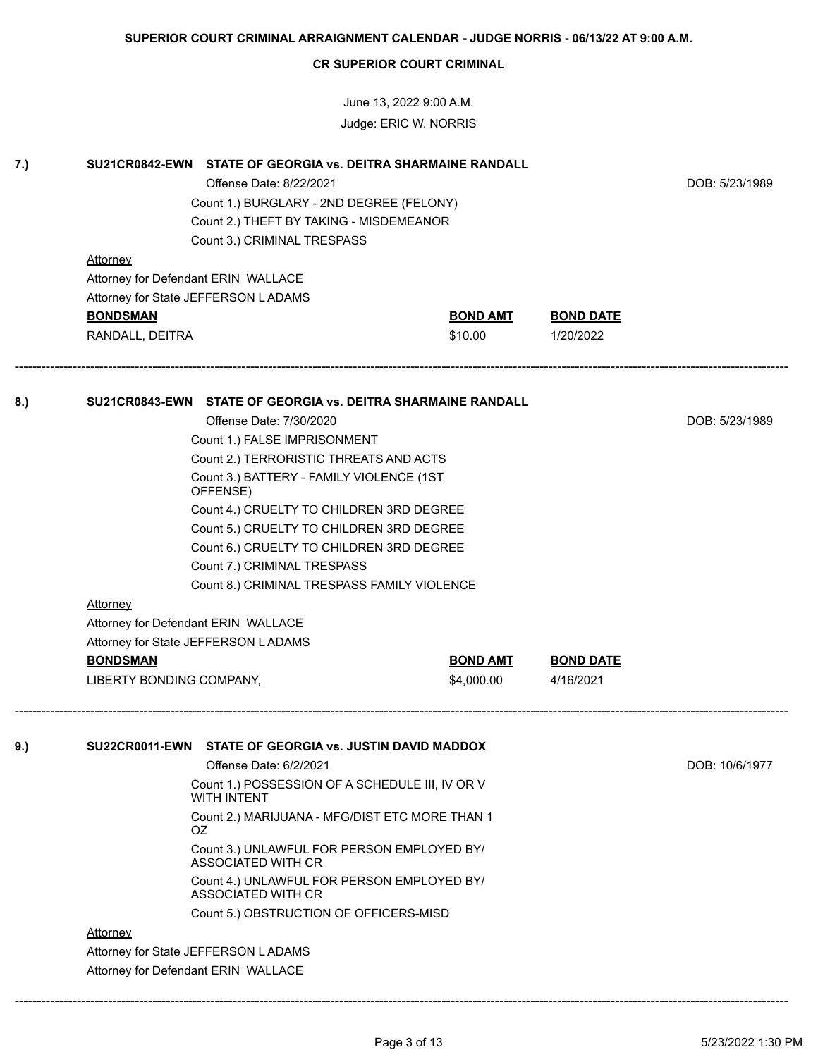**SUPERIOR COURT CRIMINAL ARRAIGNMENT CALENDAR - JUDGE NORRIS - 06/13/22 AT 9:00 A.M.**

**CR SUPERIOR COURT CRIMINAL**

June 13, 2022 9:00 A.M.

Judge: ERIC W. NORRIS

**7.) SU21CR0842-EWN STATE OF GEORGIA vs. DEITRA SHARMAINE RANDALL**

Offense Date: 8/22/2021 DOB: 5/23/1989

Count 1.) BURGLARY - 2ND DEGREE (FELONY)
Count 2.) THEFT BY TAKING - MISDEMEANOR
Count 3.) CRIMINAL TRESPASS

Attorney

Attorney for Defendant ERIN WALLACE
Attorney for State JEFFERSON L ADAMS

| BONDSMAN | BOND AMT | BOND DATE |
|---|---|---|
| RANDALL, DEITRA | $10.00 | 1/20/2022 |

---

**8.) SU21CR0843-EWN STATE OF GEORGIA vs. DEITRA SHARMAINE RANDALL**

Offense Date: 7/30/2020 DOB: 5/23/1989

Count 1.) FALSE IMPRISONMENT
Count 2.) TERRORISTIC THREATS AND ACTS
Count 3.) BATTERY - FAMILY VIOLENCE (1ST OFFENSE)
Count 4.) CRUELTY TO CHILDREN 3RD DEGREE
Count 5.) CRUELTY TO CHILDREN 3RD DEGREE
Count 6.) CRUELTY TO CHILDREN 3RD DEGREE
Count 7.) CRIMINAL TRESPASS
Count 8.) CRIMINAL TRESPASS FAMILY VIOLENCE

Attorney

Attorney for Defendant ERIN WALLACE
Attorney for State JEFFERSON L ADAMS

| BONDSMAN | BOND AMT | BOND DATE |
|---|---|---|
| LIBERTY BONDING COMPANY, | $4,000.00 | 4/16/2021 |

---

**9.) SU22CR0011-EWN STATE OF GEORGIA vs. JUSTIN DAVID MADDOX**

Offense Date: 6/2/2021 DOB: 10/6/1977

Count 1.) POSSESSION OF A SCHEDULE III, IV OR V WITH INTENT
Count 2.) MARIJUANA - MFG/DIST ETC MORE THAN 1 OZ
Count 3.) UNLAWFUL FOR PERSON EMPLOYED BY/ ASSOCIATED WITH CR
Count 4.) UNLAWFUL FOR PERSON EMPLOYED BY/ ASSOCIATED WITH CR
Count 5.) OBSTRUCTION OF OFFICERS-MISD

Attorney

Attorney for State JEFFERSON L ADAMS
Attorney for Defendant ERIN WALLACE

---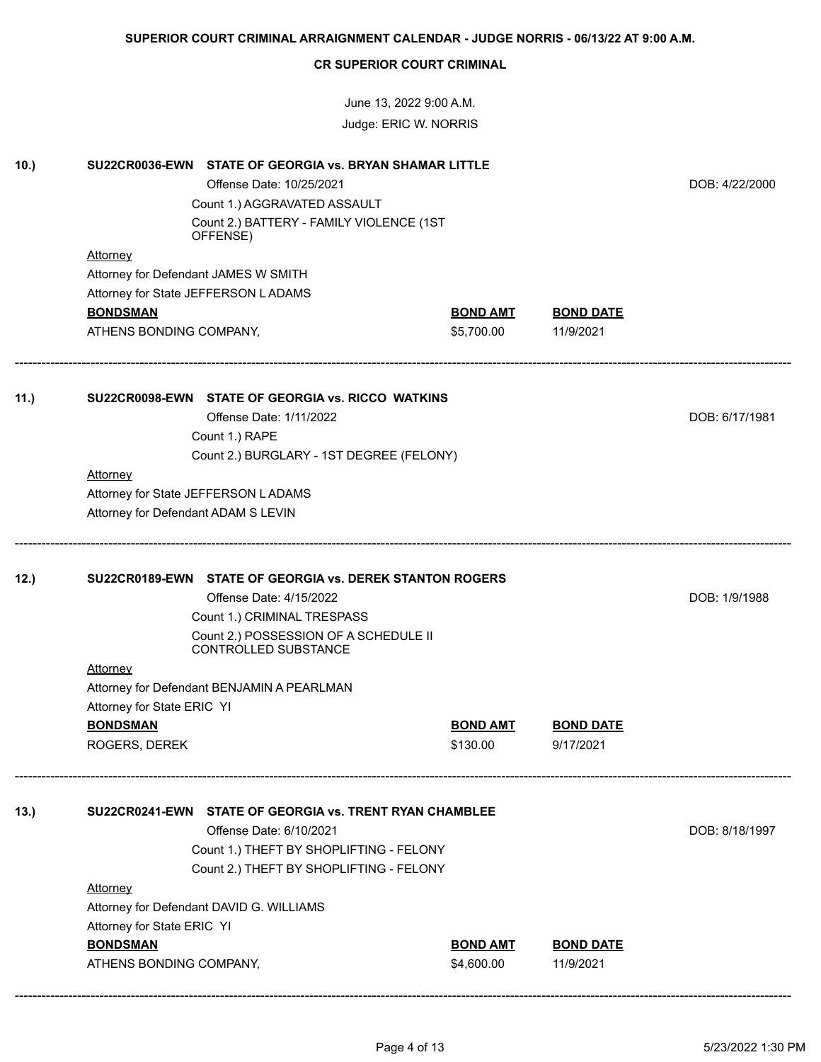**SUPERIOR COURT CRIMINAL ARRAIGNMENT CALENDAR - JUDGE NORRIS - 06/13/22 AT 9:00 A.M.**

**CR SUPERIOR COURT CRIMINAL**

June 13, 2022 9:00 A.M.

Judge: ERIC W. NORRIS

---

**10.) SU22CR0036-EWN STATE OF GEORGIA vs. BRYAN SHAMAR LITTLE**

Offense Date: 10/25/2021 — DOB: 4/22/2000

Count 1.) AGGRAVATED ASSAULT

Count 2.) BATTERY - FAMILY VIOLENCE (1ST OFFENSE)

Attorney

Attorney for Defendant JAMES W SMITH

Attorney for State JEFFERSON L ADAMS

| BONDSMAN | BOND AMT | BOND DATE |
|---|---|---|
| ATHENS BONDING COMPANY, | $5,700.00 | 11/9/2021 |

---

**11.) SU22CR0098-EWN STATE OF GEORGIA vs. RICCO WATKINS**

Offense Date: 1/11/2022 — DOB: 6/17/1981

Count 1.) RAPE

Count 2.) BURGLARY - 1ST DEGREE (FELONY)

Attorney

Attorney for State JEFFERSON L ADAMS

Attorney for Defendant ADAM S LEVIN

---

**12.) SU22CR0189-EWN STATE OF GEORGIA vs. DEREK STANTON ROGERS**

Offense Date: 4/15/2022 — DOB: 1/9/1988

Count 1.) CRIMINAL TRESPASS

Count 2.) POSSESSION OF A SCHEDULE II CONTROLLED SUBSTANCE

Attorney

Attorney for Defendant BENJAMIN A PEARLMAN

Attorney for State ERIC YI

| BONDSMAN | BOND AMT | BOND DATE |
|---|---|---|
| ROGERS, DEREK | $130.00 | 9/17/2021 |

---

**13.) SU22CR0241-EWN STATE OF GEORGIA vs. TRENT RYAN CHAMBLEE**

Offense Date: 6/10/2021 — DOB: 8/18/1997

Count 1.) THEFT BY SHOPLIFTING - FELONY

Count 2.) THEFT BY SHOPLIFTING - FELONY

Attorney

Attorney for Defendant DAVID G. WILLIAMS

Attorney for State ERIC YI

| BONDSMAN | BOND AMT | BOND DATE |
|---|---|---|
| ATHENS BONDING COMPANY, | $4,600.00 | 11/9/2021 |

---

5/23/2022 1:30 PM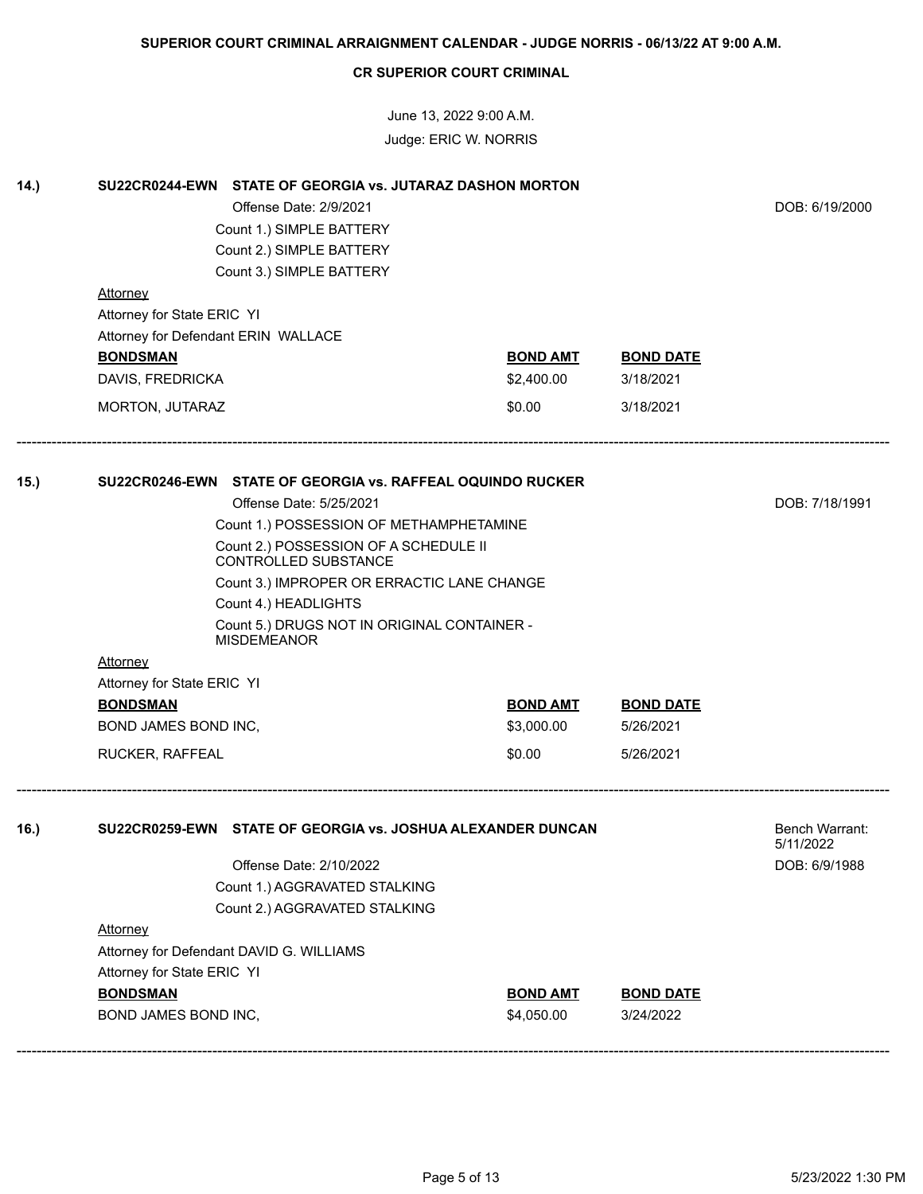**SUPERIOR COURT CRIMINAL ARRAIGNMENT CALENDAR - JUDGE NORRIS - 06/13/22 AT 9:00 A.M.**

**CR SUPERIOR COURT CRIMINAL**

June 13, 2022 9:00 A.M.

Judge: ERIC W. NORRIS

**14.) SU22CR0244-EWN STATE OF GEORGIA vs. JUTARAZ DASHON MORTON**

Offense Date: 2/9/2021 — DOB: 6/19/2000

Count 1.) SIMPLE BATTERY
Count 2.) SIMPLE BATTERY
Count 3.) SIMPLE BATTERY

Attorney
Attorney for State ERIC YI
Attorney for Defendant ERIN WALLACE

| BONDSMAN | BOND AMT | BOND DATE |
|---|---|---|
| DAVIS, FREDRICKA | $2,400.00 | 3/18/2021 |
| MORTON, JUTARAZ | $0.00 | 3/18/2021 |

---

**15.) SU22CR0246-EWN STATE OF GEORGIA vs. RAFFEAL OQUINDO RUCKER**

Offense Date: 5/25/2021 — DOB: 7/18/1991

Count 1.) POSSESSION OF METHAMPHETAMINE
Count 2.) POSSESSION OF A SCHEDULE II CONTROLLED SUBSTANCE
Count 3.) IMPROPER OR ERRACTIC LANE CHANGE
Count 4.) HEADLIGHTS
Count 5.) DRUGS NOT IN ORIGINAL CONTAINER - MISDEMEANOR

Attorney
Attorney for State ERIC YI

| BONDSMAN | BOND AMT | BOND DATE |
|---|---|---|
| BOND JAMES BOND INC, | $3,000.00 | 5/26/2021 |
| RUCKER, RAFFEAL | $0.00 | 5/26/2021 |

---

**16.) SU22CR0259-EWN STATE OF GEORGIA vs. JOSHUA ALEXANDER DUNCAN**

Bench Warrant: 5/11/2022

Offense Date: 2/10/2022 — DOB: 6/9/1988

Count 1.) AGGRAVATED STALKING
Count 2.) AGGRAVATED STALKING

Attorney
Attorney for Defendant DAVID G. WILLIAMS
Attorney for State ERIC YI

| BONDSMAN | BOND AMT | BOND DATE |
|---|---|---|
| BOND JAMES BOND INC, | $4,050.00 | 3/24/2022 |

---

5/23/2022 1:30 PM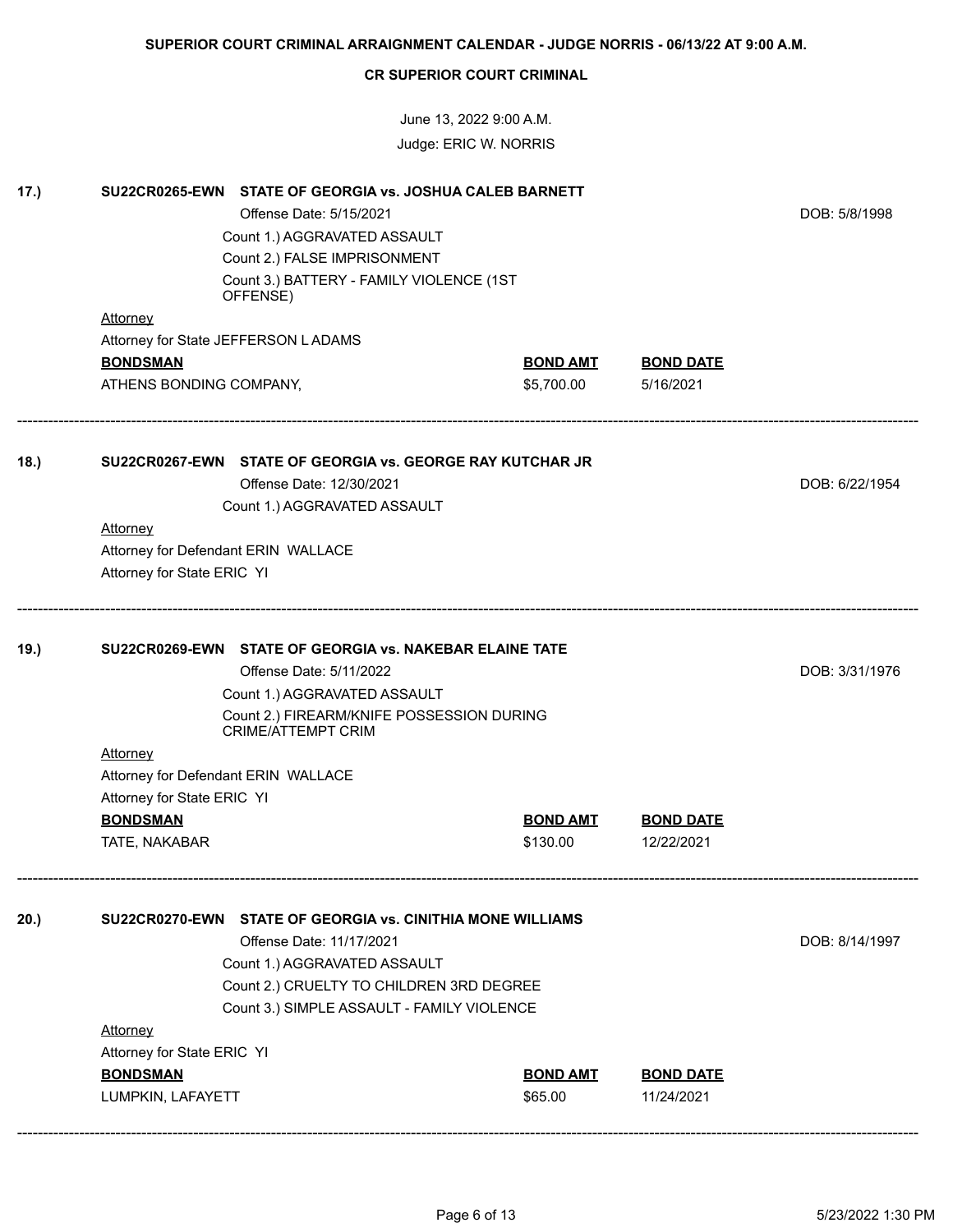**SUPERIOR COURT CRIMINAL ARRAIGNMENT CALENDAR - JUDGE NORRIS - 06/13/22 AT 9:00 A.M.**

**CR SUPERIOR COURT CRIMINAL**

June 13, 2022 9:00 A.M.

Judge: ERIC W. NORRIS

**17.) SU22CR0265-EWN STATE OF GEORGIA vs. JOSHUA CALEB BARNETT**

Offense Date: 5/15/2021

DOB: 5/8/1998

Count 1.) AGGRAVATED ASSAULT
Count 2.) FALSE IMPRISONMENT
Count 3.) BATTERY - FAMILY VIOLENCE (1ST OFFENSE)

Attorney

Attorney for State JEFFERSON L ADAMS

| BONDSMAN | BOND AMT | BOND DATE |
|---|---|---|
| ATHENS BONDING COMPANY, | $5,700.00 | 5/16/2021 |

---

**18.) SU22CR0267-EWN STATE OF GEORGIA vs. GEORGE RAY KUTCHAR JR**

Offense Date: 12/30/2021

DOB: 6/22/1954

Count 1.) AGGRAVATED ASSAULT

Attorney

Attorney for Defendant ERIN WALLACE

Attorney for State ERIC YI

---

**19.) SU22CR0269-EWN STATE OF GEORGIA vs. NAKEBAR ELAINE TATE**

Offense Date: 5/11/2022

DOB: 3/31/1976

Count 1.) AGGRAVATED ASSAULT
Count 2.) FIREARM/KNIFE POSSESSION DURING CRIME/ATTEMPT CRIM

Attorney

Attorney for Defendant ERIN WALLACE

Attorney for State ERIC YI

| BONDSMAN | BOND AMT | BOND DATE |
|---|---|---|
| TATE, NAKABAR | $130.00 | 12/22/2021 |

---

**20.) SU22CR0270-EWN STATE OF GEORGIA vs. CINITHIA MONE WILLIAMS**

Offense Date: 11/17/2021

DOB: 8/14/1997

Count 1.) AGGRAVATED ASSAULT
Count 2.) CRUELTY TO CHILDREN 3RD DEGREE
Count 3.) SIMPLE ASSAULT - FAMILY VIOLENCE

Attorney

Attorney for State ERIC YI

| BONDSMAN | BOND AMT | BOND DATE |
|---|---|---|
| LUMPKIN, LAFAYETT | $65.00 | 11/24/2021 |

---

5/23/2022 1:30 PM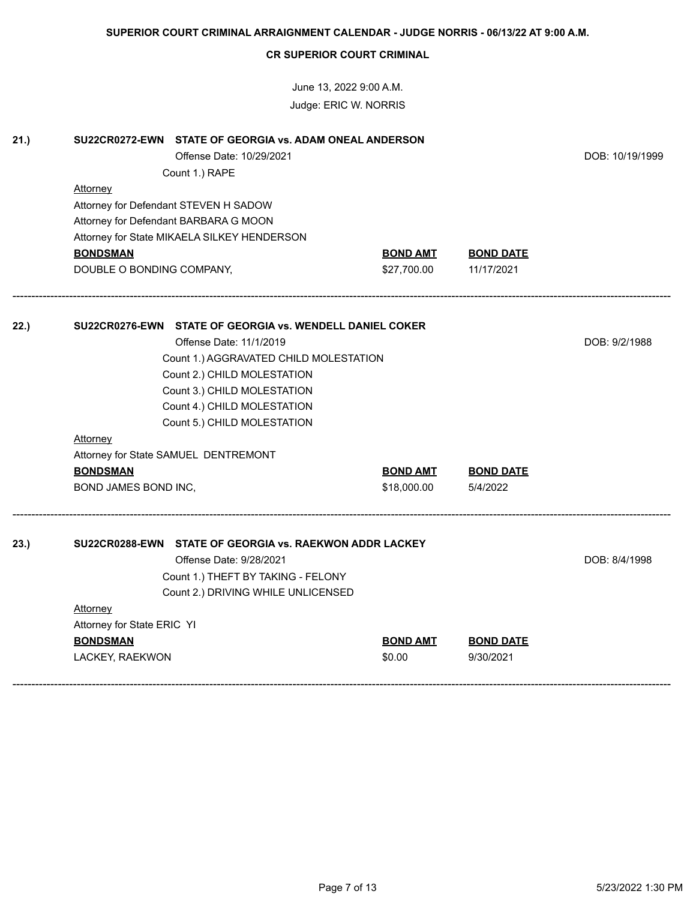**SUPERIOR COURT CRIMINAL ARRAIGNMENT CALENDAR - JUDGE NORRIS - 06/13/22 AT 9:00 A.M.**

**CR SUPERIOR COURT CRIMINAL**

June 13, 2022 9:00 A.M.

Judge: ERIC W. NORRIS

**21.) SU22CR0272-EWN STATE OF GEORGIA vs. ADAM ONEAL ANDERSON**

Offense Date: 10/29/2021 — DOB: 10/19/1999

Count 1.) RAPE

Attorney

Attorney for Defendant STEVEN H SADOW

Attorney for Defendant BARBARA G MOON

Attorney for State MIKAELA SILKEY HENDERSON

| BONDSMAN | BOND AMT | BOND DATE |
|---|---|---|
| DOUBLE O BONDING COMPANY, | $27,700.00 | 11/17/2021 |

---

**22.) SU22CR0276-EWN STATE OF GEORGIA vs. WENDELL DANIEL COKER**

Offense Date: 11/1/2019 — DOB: 9/2/1988

Count 1.) AGGRAVATED CHILD MOLESTATION

Count 2.) CHILD MOLESTATION

Count 3.) CHILD MOLESTATION

Count 4.) CHILD MOLESTATION

Count 5.) CHILD MOLESTATION

Attorney

Attorney for State SAMUEL DENTREMONT

| BONDSMAN | BOND AMT | BOND DATE |
|---|---|---|
| BOND JAMES BOND INC, | $18,000.00 | 5/4/2022 |

---

**23.) SU22CR0288-EWN STATE OF GEORGIA vs. RAEKWON ADDR LACKEY**

Offense Date: 9/28/2021 — DOB: 8/4/1998

Count 1.) THEFT BY TAKING - FELONY

Count 2.) DRIVING WHILE UNLICENSED

Attorney

Attorney for State ERIC YI

| BONDSMAN | BOND AMT | BOND DATE |
|---|---|---|
| LACKEY, RAEKWON | $0.00 | 9/30/2021 |

---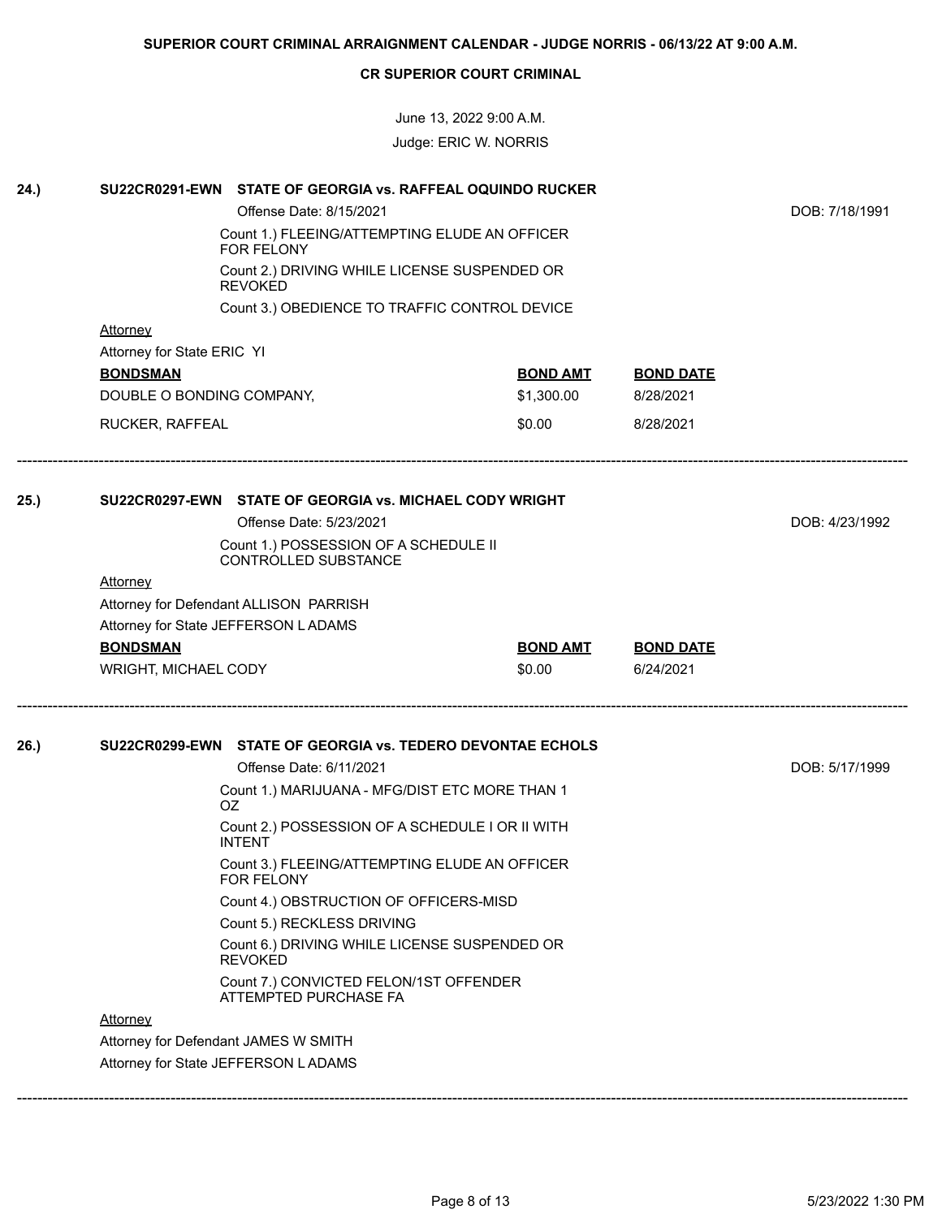**SUPERIOR COURT CRIMINAL ARRAIGNMENT CALENDAR - JUDGE NORRIS - 06/13/22 AT 9:00 A.M.**

**CR SUPERIOR COURT CRIMINAL**

June 13, 2022 9:00 A.M.

Judge: ERIC W. NORRIS

**24.) SU22CR0291-EWN STATE OF GEORGIA vs. RAFFEAL OQUINDO RUCKER**

Offense Date: 8/15/2021 — DOB: 7/18/1991

Count 1.) FLEEING/ATTEMPTING ELUDE AN OFFICER FOR FELONY

Count 2.) DRIVING WHILE LICENSE SUSPENDED OR REVOKED

Count 3.) OBEDIENCE TO TRAFFIC CONTROL DEVICE

Attorney

Attorney for State ERIC YI

| BONDSMAN | BOND AMT | BOND DATE |
|---|---|---|
| DOUBLE O BONDING COMPANY, | $1,300.00 | 8/28/2021 |
| RUCKER, RAFFEAL | $0.00 | 8/28/2021 |

---

**25.) SU22CR0297-EWN STATE OF GEORGIA vs. MICHAEL CODY WRIGHT**

Offense Date: 5/23/2021 — DOB: 4/23/1992

Count 1.) POSSESSION OF A SCHEDULE II CONTROLLED SUBSTANCE

Attorney

Attorney for Defendant ALLISON PARRISH

Attorney for State JEFFERSON L ADAMS

| BONDSMAN | BOND AMT | BOND DATE |
|---|---|---|
| WRIGHT, MICHAEL CODY | $0.00 | 6/24/2021 |

---

**26.) SU22CR0299-EWN STATE OF GEORGIA vs. TEDERO DEVONTAE ECHOLS**

Offense Date: 6/11/2021 — DOB: 5/17/1999

Count 1.) MARIJUANA - MFG/DIST ETC MORE THAN 1 OZ

Count 2.) POSSESSION OF A SCHEDULE I OR II WITH INTENT

Count 3.) FLEEING/ATTEMPTING ELUDE AN OFFICER FOR FELONY

Count 4.) OBSTRUCTION OF OFFICERS-MISD

Count 5.) RECKLESS DRIVING

Count 6.) DRIVING WHILE LICENSE SUSPENDED OR REVOKED

Count 7.) CONVICTED FELON/1ST OFFENDER ATTEMPTED PURCHASE FA

Attorney

Attorney for Defendant JAMES W SMITH

Attorney for State JEFFERSON L ADAMS

---

5/23/2022 1:30 PM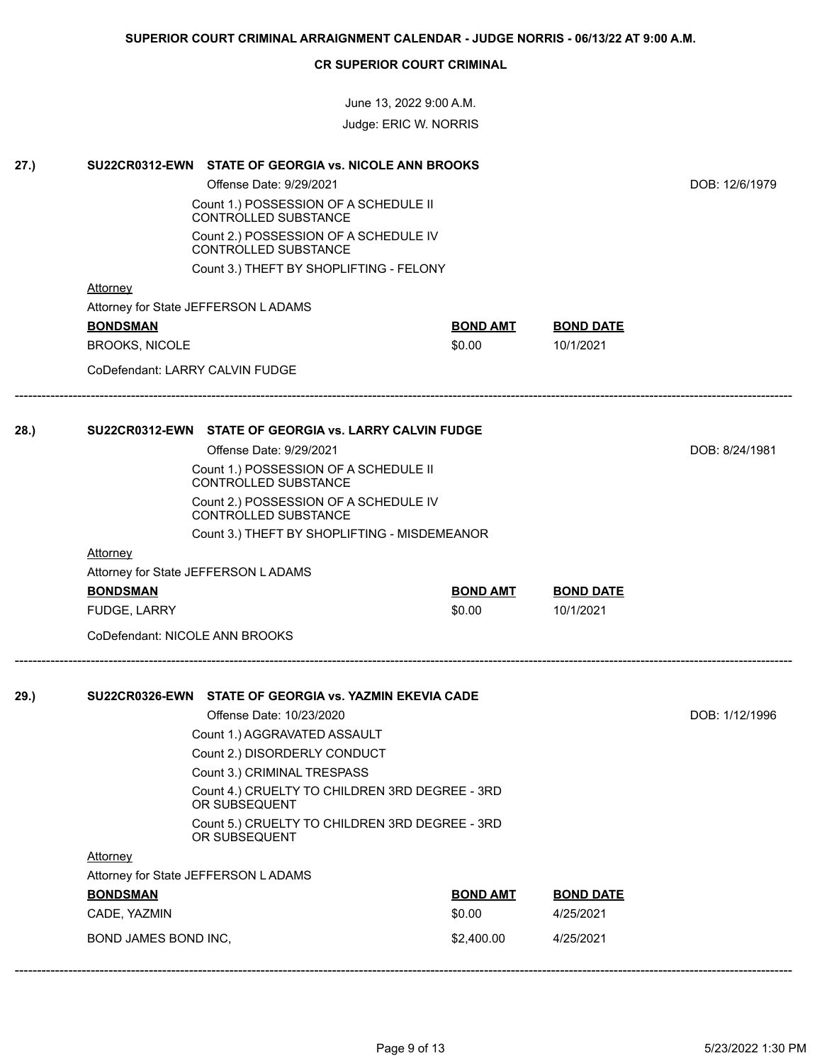**SUPERIOR COURT CRIMINAL ARRAIGNMENT CALENDAR - JUDGE NORRIS - 06/13/22 AT 9:00 A.M.**

**CR SUPERIOR COURT CRIMINAL**

June 13, 2022 9:00 A.M.

Judge: ERIC W. NORRIS

**27.)** **SU22CR0312-EWN STATE OF GEORGIA vs. NICOLE ANN BROOKS**

Offense Date: 9/29/2021 — DOB: 12/6/1979

Count 1.) POSSESSION OF A SCHEDULE II CONTROLLED SUBSTANCE

Count 2.) POSSESSION OF A SCHEDULE IV CONTROLLED SUBSTANCE

Count 3.) THEFT BY SHOPLIFTING - FELONY

Attorney

Attorney for State JEFFERSON L ADAMS

| BONDSMAN | BOND AMT | BOND DATE |
|---|---|---|
| BROOKS, NICOLE | $0.00 | 10/1/2021 |

CoDefendant: LARRY CALVIN FUDGE

---

**28.)** **SU22CR0312-EWN STATE OF GEORGIA vs. LARRY CALVIN FUDGE**

Offense Date: 9/29/2021 — DOB: 8/24/1981

Count 1.) POSSESSION OF A SCHEDULE II CONTROLLED SUBSTANCE

Count 2.) POSSESSION OF A SCHEDULE IV CONTROLLED SUBSTANCE

Count 3.) THEFT BY SHOPLIFTING - MISDEMEANOR

Attorney

Attorney for State JEFFERSON L ADAMS

| BONDSMAN | BOND AMT | BOND DATE |
|---|---|---|
| FUDGE, LARRY | $0.00 | 10/1/2021 |

CoDefendant: NICOLE ANN BROOKS

---

**29.)** **SU22CR0326-EWN STATE OF GEORGIA vs. YAZMIN EKEVIA CADE**

Offense Date: 10/23/2020 — DOB: 1/12/1996

Count 1.) AGGRAVATED ASSAULT

Count 2.) DISORDERLY CONDUCT

Count 3.) CRIMINAL TRESPASS

Count 4.) CRUELTY TO CHILDREN 3RD DEGREE - 3RD OR SUBSEQUENT

Count 5.) CRUELTY TO CHILDREN 3RD DEGREE - 3RD OR SUBSEQUENT

Attorney

Attorney for State JEFFERSON L ADAMS

| BONDSMAN | BOND AMT | BOND DATE |
|---|---|---|
| CADE, YAZMIN | $0.00 | 4/25/2021 |
| BOND JAMES BOND INC, | $2,400.00 | 4/25/2021 |

---

5/23/2022 1:30 PM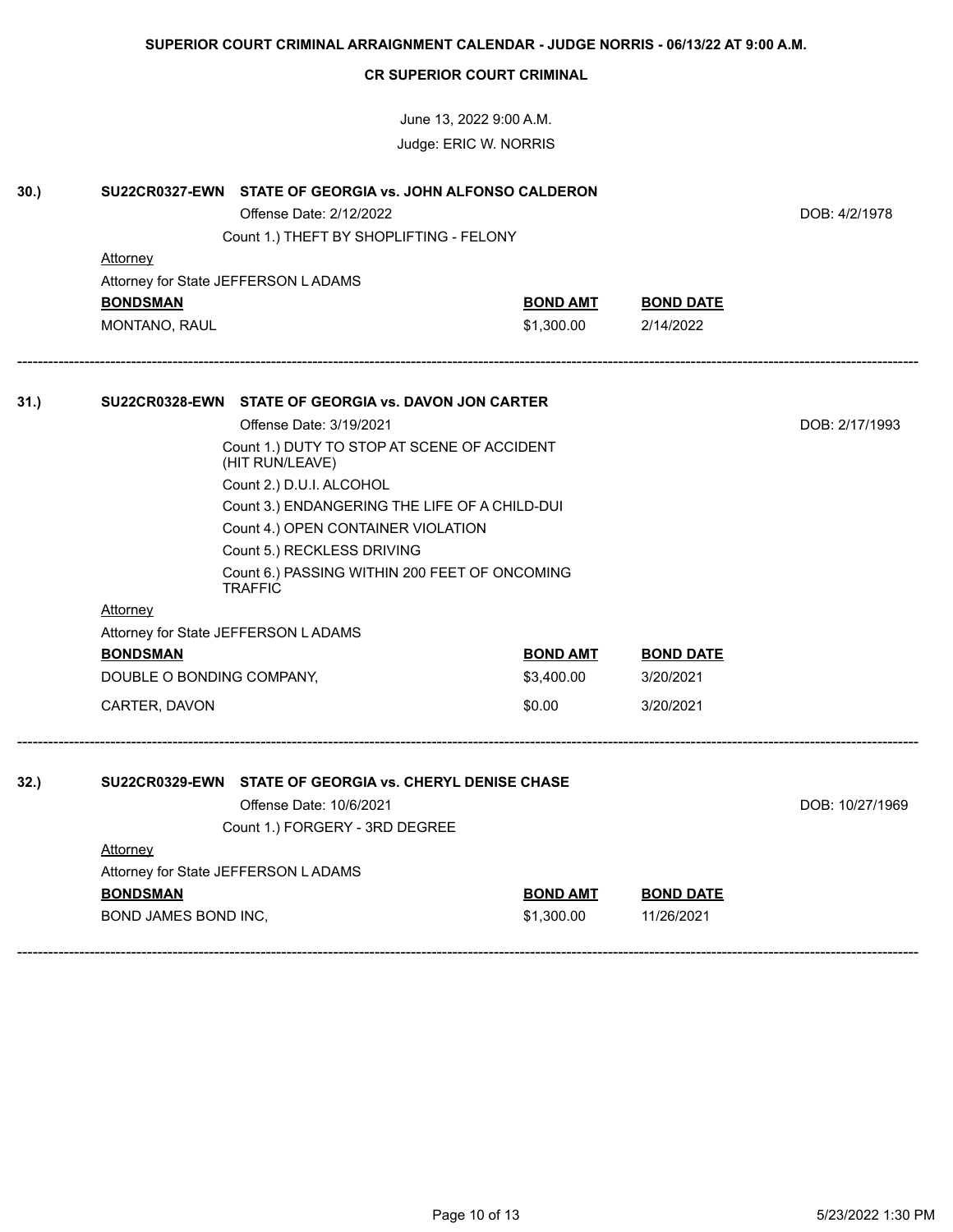**SUPERIOR COURT CRIMINAL ARRAIGNMENT CALENDAR - JUDGE NORRIS - 06/13/22 AT 9:00 A.M.**

**CR SUPERIOR COURT CRIMINAL**

June 13, 2022 9:00 A.M.

Judge: ERIC W. NORRIS

**30.) SU22CR0327-EWN STATE OF GEORGIA vs. JOHN ALFONSO CALDERON**

Offense Date: 2/12/2022 — DOB: 4/2/1978

Count 1.) THEFT BY SHOPLIFTING - FELONY

Attorney

Attorney for State JEFFERSON L ADAMS

| BONDSMAN | BOND AMT | BOND DATE |
|---|---|---|
| MONTANO, RAUL | $1,300.00 | 2/14/2022 |

---

**31.) SU22CR0328-EWN STATE OF GEORGIA vs. DAVON JON CARTER**

Offense Date: 3/19/2021 — DOB: 2/17/1993

Count 1.) DUTY TO STOP AT SCENE OF ACCIDENT (HIT RUN/LEAVE)

Count 2.) D.U.I. ALCOHOL

Count 3.) ENDANGERING THE LIFE OF A CHILD-DUI

Count 4.) OPEN CONTAINER VIOLATION

Count 5.) RECKLESS DRIVING

Count 6.) PASSING WITHIN 200 FEET OF ONCOMING TRAFFIC

Attorney

Attorney for State JEFFERSON L ADAMS

| BONDSMAN | BOND AMT | BOND DATE |
|---|---|---|
| DOUBLE O BONDING COMPANY, | $3,400.00 | 3/20/2021 |
| CARTER, DAVON | $0.00 | 3/20/2021 |

---

**32.) SU22CR0329-EWN STATE OF GEORGIA vs. CHERYL DENISE CHASE**

Offense Date: 10/6/2021 — DOB: 10/27/1969

Count 1.) FORGERY - 3RD DEGREE

Attorney

Attorney for State JEFFERSON L ADAMS

| BONDSMAN | BOND AMT | BOND DATE |
|---|---|---|
| BOND JAMES BOND INC, | $1,300.00 | 11/26/2021 |

---

5/23/2022 1:30 PM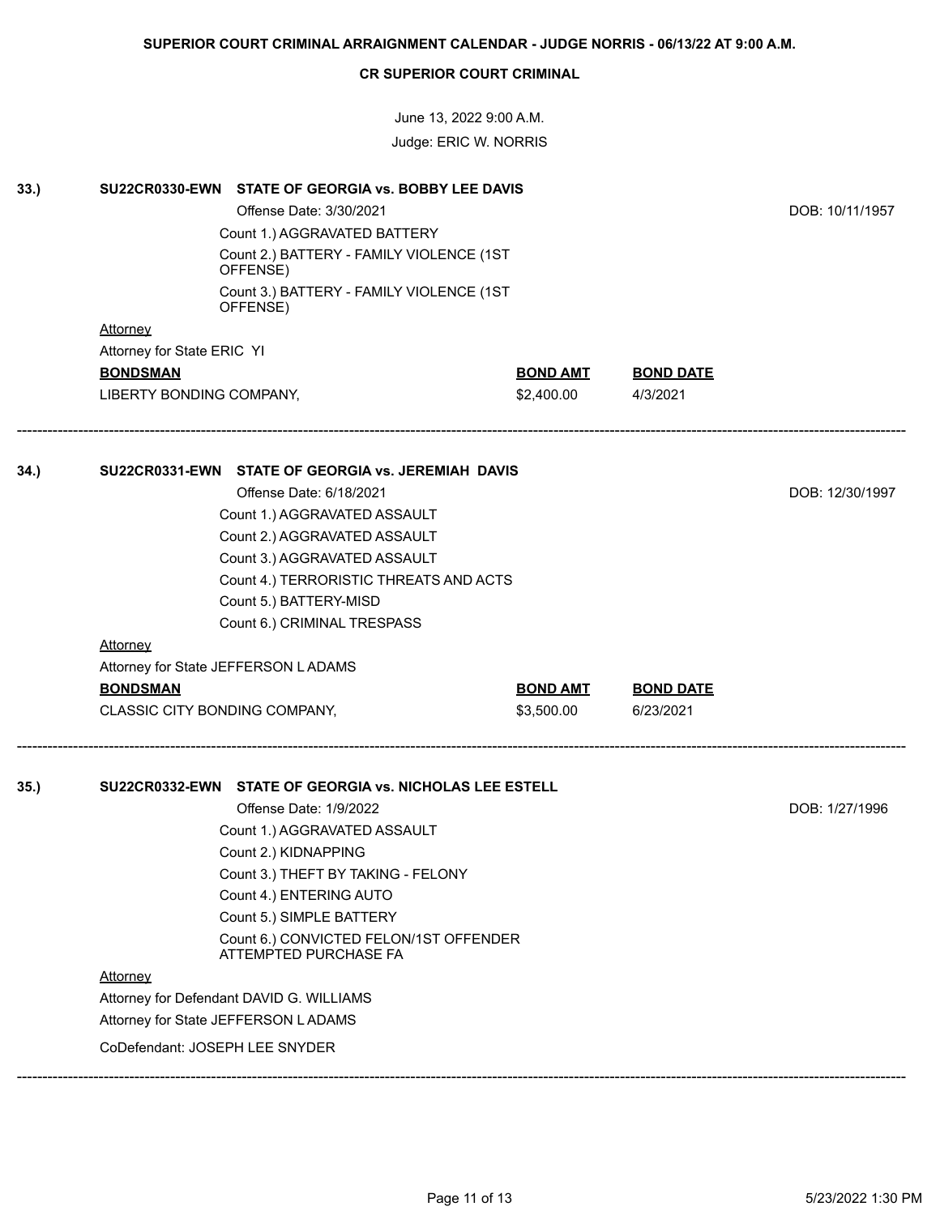**SUPERIOR COURT CRIMINAL ARRAIGNMENT CALENDAR - JUDGE NORRIS - 06/13/22 AT 9:00 A.M.**

**CR SUPERIOR COURT CRIMINAL**

June 13, 2022 9:00 A.M.

Judge: ERIC W. NORRIS

**33.) SU22CR0330-EWN STATE OF GEORGIA vs. BOBBY LEE DAVIS**

Offense Date: 3/30/2021 — DOB: 10/11/1957

Count 1.) AGGRAVATED BATTERY

Count 2.) BATTERY - FAMILY VIOLENCE (1ST OFFENSE)

Count 3.) BATTERY - FAMILY VIOLENCE (1ST OFFENSE)

Attorney

Attorney for State ERIC YI

| BONDSMAN | BOND AMT | BOND DATE |
|---|---|---|
| LIBERTY BONDING COMPANY, | $2,400.00 | 4/3/2021 |

---

**34.) SU22CR0331-EWN STATE OF GEORGIA vs. JEREMIAH DAVIS**

Offense Date: 6/18/2021 — DOB: 12/30/1997

Count 1.) AGGRAVATED ASSAULT

Count 2.) AGGRAVATED ASSAULT

Count 3.) AGGRAVATED ASSAULT

Count 4.) TERRORISTIC THREATS AND ACTS

Count 5.) BATTERY-MISD

Count 6.) CRIMINAL TRESPASS

Attorney

Attorney for State JEFFERSON L ADAMS

| BONDSMAN | BOND AMT | BOND DATE |
|---|---|---|
| CLASSIC CITY BONDING COMPANY, | $3,500.00 | 6/23/2021 |

---

**35.) SU22CR0332-EWN STATE OF GEORGIA vs. NICHOLAS LEE ESTELL**

Offense Date: 1/9/2022 — DOB: 1/27/1996

Count 1.) AGGRAVATED ASSAULT

Count 2.) KIDNAPPING

Count 3.) THEFT BY TAKING - FELONY

Count 4.) ENTERING AUTO

Count 5.) SIMPLE BATTERY

Count 6.) CONVICTED FELON/1ST OFFENDER ATTEMPTED PURCHASE FA

Attorney

Attorney for Defendant DAVID G. WILLIAMS

Attorney for State JEFFERSON L ADAMS

CoDefendant: JOSEPH LEE SNYDER

---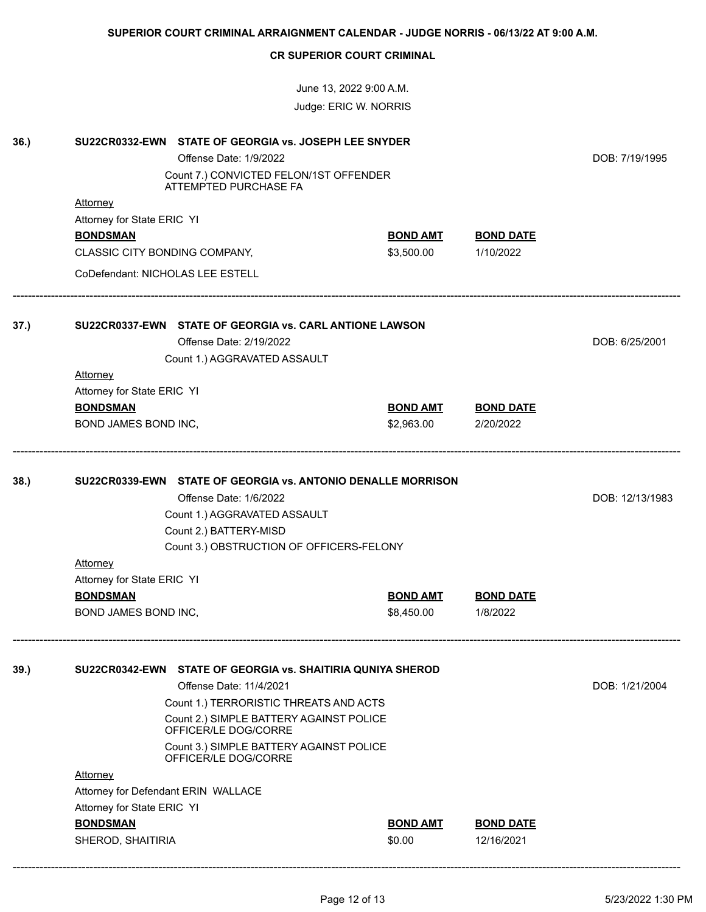**SUPERIOR COURT CRIMINAL ARRAIGNMENT CALENDAR - JUDGE NORRIS - 06/13/22 AT 9:00 A.M.**

**CR SUPERIOR COURT CRIMINAL**

June 13, 2022 9:00 A.M.

Judge: ERIC W. NORRIS

**36.) SU22CR0332-EWN STATE OF GEORGIA vs. JOSEPH LEE SNYDER**

Offense Date: 1/9/2022 — DOB: 7/19/1995

Count 7.) CONVICTED FELON/1ST OFFENDER ATTEMPTED PURCHASE FA

Attorney

Attorney for State ERIC YI

| BONDSMAN | BOND AMT | BOND DATE |
| --- | --- | --- |
| CLASSIC CITY BONDING COMPANY, | $3,500.00 | 1/10/2022 |

CoDefendant: NICHOLAS LEE ESTELL

---

**37.) SU22CR0337-EWN STATE OF GEORGIA vs. CARL ANTIONE LAWSON**

Offense Date: 2/19/2022 — DOB: 6/25/2001

Count 1.) AGGRAVATED ASSAULT

Attorney

Attorney for State ERIC YI

| BONDSMAN | BOND AMT | BOND DATE |
| --- | --- | --- |
| BOND JAMES BOND INC, | $2,963.00 | 2/20/2022 |

---

**38.) SU22CR0339-EWN STATE OF GEORGIA vs. ANTONIO DENALLE MORRISON**

Offense Date: 1/6/2022 — DOB: 12/13/1983

Count 1.) AGGRAVATED ASSAULT

Count 2.) BATTERY-MISD

Count 3.) OBSTRUCTION OF OFFICERS-FELONY

Attorney

Attorney for State ERIC YI

| BONDSMAN | BOND AMT | BOND DATE |
| --- | --- | --- |
| BOND JAMES BOND INC, | $8,450.00 | 1/8/2022 |

---

**39.) SU22CR0342-EWN STATE OF GEORGIA vs. SHAITIRIA QUNIYA SHEROD**

Offense Date: 11/4/2021 — DOB: 1/21/2004

Count 1.) TERRORISTIC THREATS AND ACTS

Count 2.) SIMPLE BATTERY AGAINST POLICE OFFICER/LE DOG/CORRE

Count 3.) SIMPLE BATTERY AGAINST POLICE OFFICER/LE DOG/CORRE

Attorney

Attorney for Defendant ERIN WALLACE

Attorney for State ERIC YI

| BONDSMAN | BOND AMT | BOND DATE |
| --- | --- | --- |
| SHEROD, SHAITIRIA | $0.00 | 12/16/2021 |

---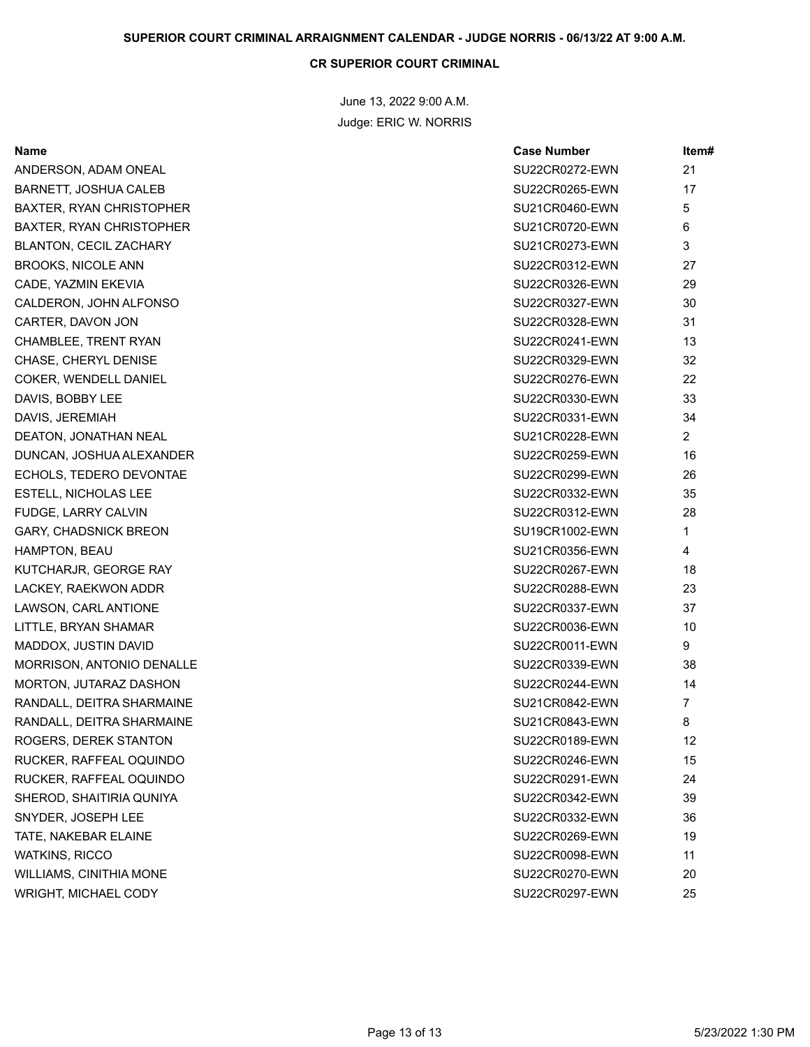**SUPERIOR COURT CRIMINAL ARRAIGNMENT CALENDAR - JUDGE NORRIS - 06/13/22 AT 9:00 A.M.**

**CR SUPERIOR COURT CRIMINAL**

June 13, 2022 9:00 A.M.

Judge: ERIC W. NORRIS

| Name | Case Number | Item# |
|---|---|---|
| ANDERSON, ADAM ONEAL | SU22CR0272-EWN | 21 |
| BARNETT, JOSHUA CALEB | SU22CR0265-EWN | 17 |
| BAXTER, RYAN CHRISTOPHER | SU21CR0460-EWN | 5 |
| BAXTER, RYAN CHRISTOPHER | SU21CR0720-EWN | 6 |
| BLANTON, CECIL ZACHARY | SU21CR0273-EWN | 3 |
| BROOKS, NICOLE ANN | SU22CR0312-EWN | 27 |
| CADE, YAZMIN EKEVIA | SU22CR0326-EWN | 29 |
| CALDERON, JOHN ALFONSO | SU22CR0327-EWN | 30 |
| CARTER, DAVON JON | SU22CR0328-EWN | 31 |
| CHAMBLEE, TRENT RYAN | SU22CR0241-EWN | 13 |
| CHASE, CHERYL DENISE | SU22CR0329-EWN | 32 |
| COKER, WENDELL DANIEL | SU22CR0276-EWN | 22 |
| DAVIS, BOBBY LEE | SU22CR0330-EWN | 33 |
| DAVIS, JEREMIAH | SU22CR0331-EWN | 34 |
| DEATON, JONATHAN NEAL | SU21CR0228-EWN | 2 |
| DUNCAN, JOSHUA ALEXANDER | SU22CR0259-EWN | 16 |
| ECHOLS, TEDERO DEVONTAE | SU22CR0299-EWN | 26 |
| ESTELL, NICHOLAS LEE | SU22CR0332-EWN | 35 |
| FUDGE, LARRY CALVIN | SU22CR0312-EWN | 28 |
| GARY, CHADSNICK BREON | SU19CR1002-EWN | 1 |
| HAMPTON, BEAU | SU21CR0356-EWN | 4 |
| KUTCHARJR, GEORGE RAY | SU22CR0267-EWN | 18 |
| LACKEY, RAEKWON ADDR | SU22CR0288-EWN | 23 |
| LAWSON, CARL ANTIONE | SU22CR0337-EWN | 37 |
| LITTLE, BRYAN SHAMAR | SU22CR0036-EWN | 10 |
| MADDOX, JUSTIN DAVID | SU22CR0011-EWN | 9 |
| MORRISON, ANTONIO DENALLE | SU22CR0339-EWN | 38 |
| MORTON, JUTARAZ DASHON | SU22CR0244-EWN | 14 |
| RANDALL, DEITRA SHARMAINE | SU21CR0842-EWN | 7 |
| RANDALL, DEITRA SHARMAINE | SU21CR0843-EWN | 8 |
| ROGERS, DEREK STANTON | SU22CR0189-EWN | 12 |
| RUCKER, RAFFEAL OQUINDO | SU22CR0246-EWN | 15 |
| RUCKER, RAFFEAL OQUINDO | SU22CR0291-EWN | 24 |
| SHEROD, SHAITIRIA QUNIYA | SU22CR0342-EWN | 39 |
| SNYDER, JOSEPH LEE | SU22CR0332-EWN | 36 |
| TATE, NAKEBAR ELAINE | SU22CR0269-EWN | 19 |
| WATKINS, RICCO | SU22CR0098-EWN | 11 |
| WILLIAMS, CINITHIA MONE | SU22CR0270-EWN | 20 |
| WRIGHT, MICHAEL CODY | SU22CR0297-EWN | 25 |

5/23/2022 1:30 PM